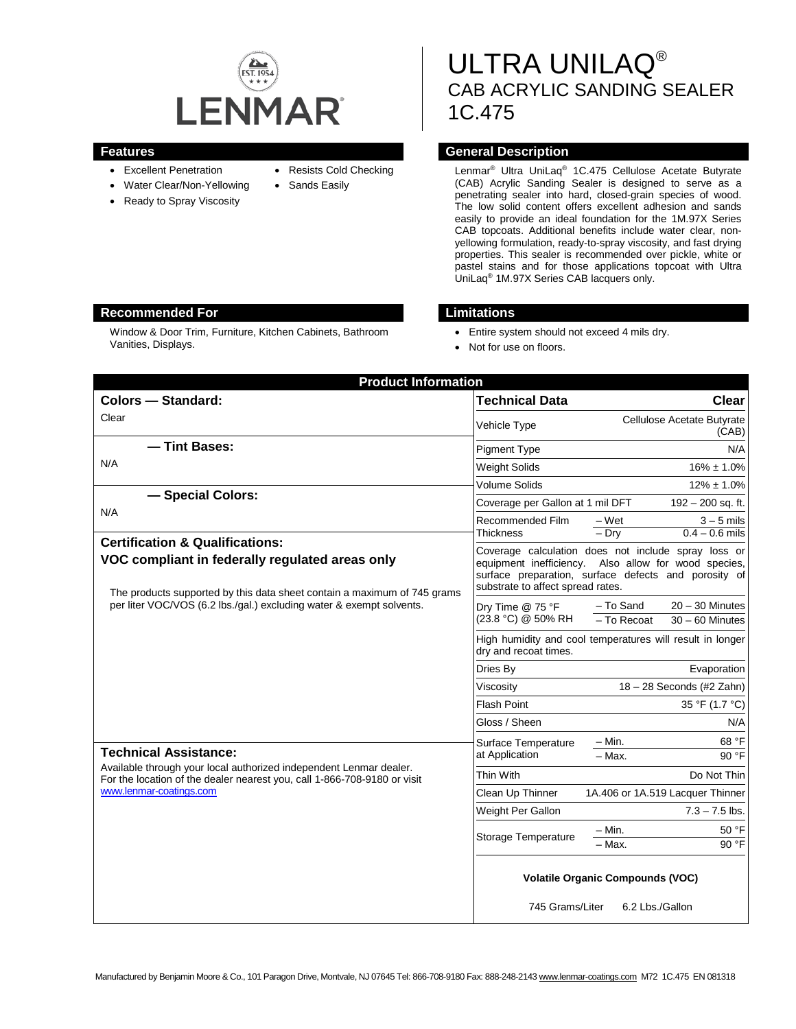# ULTRA UNILAQ®

## CAB ACRYLIC SANDING SEALER 1C.475

## Features

- Excellent Penetration
- Water Clear/Non-Yellowing
- Ready to Spray Viscosity
- Resists Cold Checking
- Sands Easily

## General Description

Lenmar® Ultra UniLaq® 1C.475 Cellulose Acetate Butyrate (CAB) Acrylic Sanding Sealer is designed to serve as a penetrating sealer into hard, closed-grain species of wood. The low solid content offers excellent adhesion and sands easily to provide an ideal foundation for the 1M.97X Series CAB topcoats. Additional benefits include water clear, non-yellowing formulation, ready-to-spray viscosity, and fast drying properties. This sealer is recommended over pickle, white or pastel stains and for those applications topcoat with Ultra UniLaq® 1M.97X Series CAB lacquers only.

## Recommended For

Window & Door Trim, Furniture, Kitchen Cabinets, Bathroom Vanities, Displays.

## Limitations

- Entire system should not exceed 4 mils dry.
- Not for use on floors.

## Product Information

### Colors — Standard:

Clear

### — Tint Bases:

N/A

### — Special Colors:

N/A

### Certification & Qualifications:

**VOC compliant in federally regulated areas only**

The products supported by this data sheet contain a maximum of 745 grams per liter VOC/VOS (6.2 lbs./gal.) excluding water & exempt solvents.

### Technical Assistance:

Available through your local authorized independent Lenmar dealer. For the location of the dealer nearest you, call 1-866-708-9180 or visit www.lenmar-coatings.com

| Technical Data | | Clear |
|---|---|---|
| Vehicle Type | | Cellulose Acetate Butyrate (CAB) |
| Pigment Type | | N/A |
| Weight Solids | | 16% ± 1.0% |
| Volume Solids | | 12% ± 1.0% |
| Coverage per Gallon at 1 mil DFT | | 192 – 200 sq. ft. |
| Recommended Film Thickness | – Wet | 3 – 5 mils |
| | – Dry | 0.4 – 0.6 mils |
| Coverage calculation does not include spray loss or equipment inefficiency. Also allow for wood species, surface preparation, surface defects and porosity of substrate to affect spread rates. | | |
| Dry Time @ 75 °F (23.8 °C) @ 50% RH | – To Sand | 20 – 30 Minutes |
| | – To Recoat | 30 – 60 Minutes |
| High humidity and cool temperatures will result in longer dry and recoat times. | | |
| Dries By | | Evaporation |
| Viscosity | | 18 – 28 Seconds (#2 Zahn) |
| Flash Point | | 35 °F (1.7 °C) |
| Gloss / Sheen | | N/A |
| Surface Temperature at Application | – Min. | 68 °F |
| | – Max. | 90 °F |
| Thin With | | Do Not Thin |
| Clean Up Thinner | | 1A.406 or 1A.519 Lacquer Thinner |
| Weight Per Gallon | | 7.3 – 7.5 lbs. |
| Storage Temperature | – Min. | 50 °F |
| | – Max. | 90 °F |

**Volatile Organic Compounds (VOC)**

745 Grams/Liter 6.2 Lbs./Gallon

Manufactured by Benjamin Moore & Co., 101 Paragon Drive, Montvale, NJ 07645 Tel: 866-708-9180 Fax: 888-248-2143 www.lenmar-coatings.com M72 1C.475 EN 081318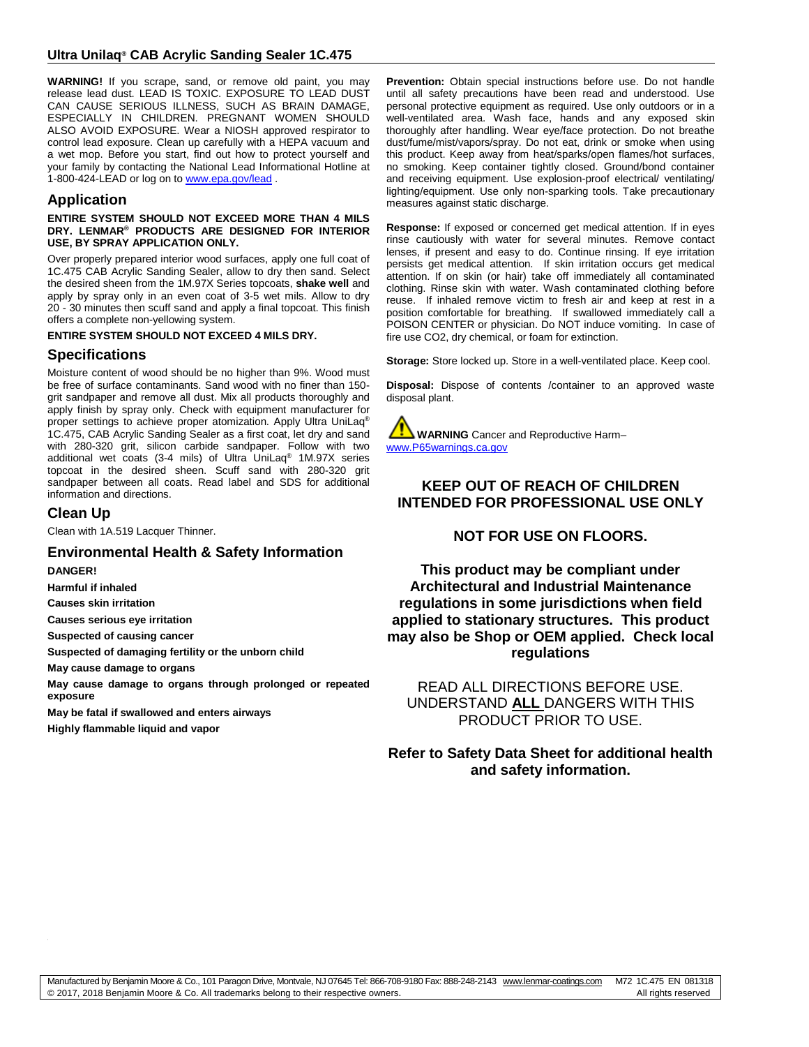**WARNING!** If you scrape, sand, or remove old paint, you may release lead dust. LEAD IS TOXIC. EXPOSURE TO LEAD DUST CAN CAUSE SERIOUS ILLNESS, SUCH AS BRAIN DAMAGE, ESPECIALLY IN CHILDREN. PREGNANT WOMEN SHOULD ALSO AVOID EXPOSURE. Wear a NIOSH approved respirator to control lead exposure. Clean up carefully with a HEPA vacuum and a wet mop. Before you start, find out how to protect yourself and your family by contacting the National Lead Informational Hotline at 1-800-424-LEAD or log on to www.epa.gov/lead .

## Application

**ENTIRE SYSTEM SHOULD NOT EXCEED MORE THAN 4 MILS DRY. LENMAR® PRODUCTS ARE DESIGNED FOR INTERIOR USE, BY SPRAY APPLICATION ONLY.**

Over properly prepared interior wood surfaces, apply one full coat of 1C.475 CAB Acrylic Sanding Sealer, allow to dry then sand. Select the desired sheen from the 1M.97X Series topcoats, **shake well** and apply by spray only in an even coat of 3-5 wet mils. Allow to dry 20 - 30 minutes then scuff sand and apply a final topcoat. This finish offers a complete non-yellowing system.

**ENTIRE SYSTEM SHOULD NOT EXCEED 4 MILS DRY.**

## Specifications

Moisture content of wood should be no higher than 9%. Wood must be free of surface contaminants. Sand wood with no finer than 150-grit sandpaper and remove all dust. Mix all products thoroughly and apply finish by spray only. Check with equipment manufacturer for proper settings to achieve proper atomization. Apply Ultra UniLaq® 1C.475, CAB Acrylic Sanding Sealer as a first coat, let dry and sand with 280-320 grit, silicon carbide sandpaper. Follow with two additional wet coats (3-4 mils) of Ultra UniLaq® 1M.97X series topcoat in the desired sheen. Scuff sand with 280-320 grit sandpaper between all coats. Read label and SDS for additional information and directions.

## Clean Up

Clean with 1A.519 Lacquer Thinner.

## Environmental Health & Safety Information

**DANGER!**

**Harmful if inhaled**

**Causes skin irritation**

**Causes serious eye irritation**

**Suspected of causing cancer**

**Suspected of damaging fertility or the unborn child**

**May cause damage to organs**

**May cause damage to organs through prolonged or repeated exposure**

**May be fatal if swallowed and enters airways**

**Highly flammable liquid and vapor**

**Prevention:** Obtain special instructions before use. Do not handle until all safety precautions have been read and understood. Use personal protective equipment as required. Use only outdoors or in a well-ventilated area. Wash face, hands and any exposed skin thoroughly after handling. Wear eye/face protection. Do not breathe dust/fume/mist/vapors/spray. Do not eat, drink or smoke when using this product. Keep away from heat/sparks/open flames/hot surfaces, no smoking. Keep container tightly closed. Ground/bond container and receiving equipment. Use explosion-proof electrical/ ventilating/ lighting/equipment. Use only non-sparking tools. Take precautionary measures against static discharge.

**Response:** If exposed or concerned get medical attention. If in eyes rinse cautiously with water for several minutes. Remove contact lenses, if present and easy to do. Continue rinsing. If eye irritation persists get medical attention. If skin irritation occurs get medical attention. If on skin (or hair) take off immediately all contaminated clothing. Rinse skin with water. Wash contaminated clothing before reuse. If inhaled remove victim to fresh air and keep at rest in a position comfortable for breathing. If swallowed immediately call a POISON CENTER or physician. Do NOT induce vomiting. In case of fire use CO2, dry chemical, or foam for extinction.

**Storage:** Store locked up. Store in a well-ventilated place. Keep cool.

**Disposal:** Dispose of contents /container to an approved waste disposal plant.

**WARNING** Cancer and Reproductive Harm– www.P65warnings.ca.gov

**KEEP OUT OF REACH OF CHILDREN**
**INTENDED FOR PROFESSIONAL USE ONLY**

**NOT FOR USE ON FLOORS.**

**This product may be compliant under Architectural and Industrial Maintenance regulations in some jurisdictions when field applied to stationary structures. This product may also be Shop or OEM applied. Check local regulations**

READ ALL DIRECTIONS BEFORE USE. UNDERSTAND **ALL** DANGERS WITH THIS PRODUCT PRIOR TO USE.

**Refer to Safety Data Sheet for additional health and safety information.**

Manufactured by Benjamin Moore & Co., 101 Paragon Drive, Montvale, NJ 07645 Tel: 866-708-9180 Fax: 888-248-2143 www.lenmar-coatings.com M72 1C.475 EN 081318
© 2017, 2018 Benjamin Moore & Co. All trademarks belong to their respective owners. All rights reserved